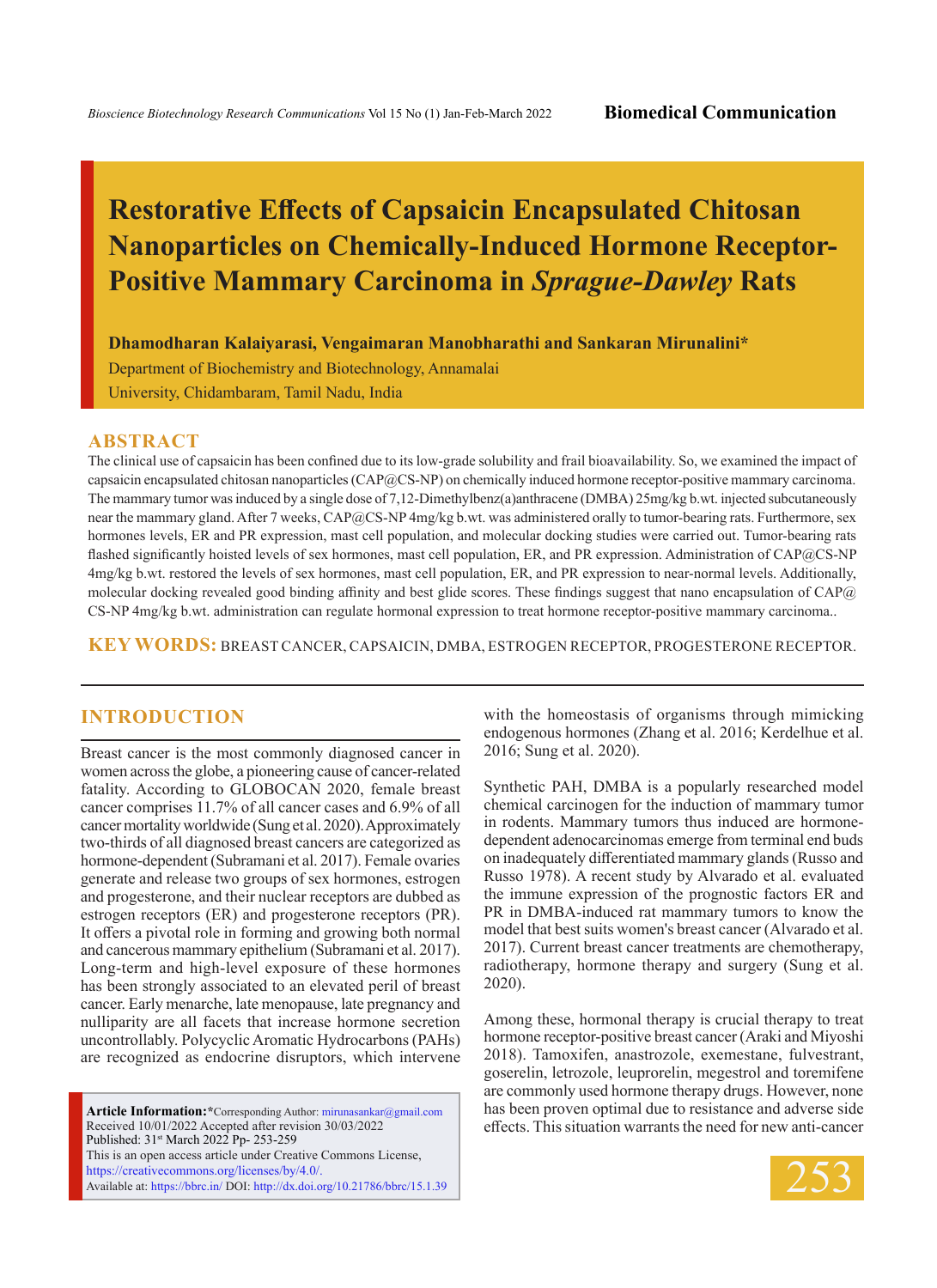Biomedical Communication

# Restorative Effects of Capsaicin Encapsulated Chitosan Nanoparticles on Chemically-Induced Hormone Receptor-Positive Mammary Carcinoma in *Sprague-Dawley* Rats

**Dhamodharan Kalaiyarasi, Vengaimaran Manobharathi and Sankaran Mirunalini***

Department of Biochemistry and Biotechnology, Annamalai University, Chidambaram, Tamil Nadu, India

## ABSTRACT

The clinical use of capsaicin has been confined due to its low-grade solubility and frail bioavailability. So, we examined the impact of capsaicin encapsulated chitosan nanoparticles (CAP@CS-NP) on chemically induced hormone receptor-positive mammary carcinoma. The mammary tumor was induced by a single dose of 7,12-Dimethylbenz(a)anthracene (DMBA) 25mg/kg b.wt. injected subcutaneously near the mammary gland. After 7 weeks, CAP@CS-NP 4mg/kg b.wt. was administered orally to tumor-bearing rats. Furthermore, sex hormones levels, ER and PR expression, mast cell population, and molecular docking studies were carried out. Tumor-bearing rats flashed significantly hoisted levels of sex hormones, mast cell population, ER, and PR expression. Administration of CAP@CS-NP 4mg/kg b.wt. restored the levels of sex hormones, mast cell population, ER, and PR expression to near-normal levels. Additionally, molecular docking revealed good binding affinity and best glide scores. These findings suggest that nano encapsulation of CAP@CS-NP 4mg/kg b.wt. administration can regulate hormonal expression to treat hormone receptor-positive mammary carcinoma..

**KEY WORDS:** BREAST CANCER, CAPSAICIN, DMBA, ESTROGEN RECEPTOR, PROGESTERONE RECEPTOR.

## INTRODUCTION

Breast cancer is the most commonly diagnosed cancer in women across the globe, a pioneering cause of cancer-related fatality. According to GLOBOCAN 2020, female breast cancer comprises 11.7% of all cancer cases and 6.9% of all cancer mortality worldwide (Sung et al. 2020). Approximately two-thirds of all diagnosed breast cancers are categorized as hormone-dependent (Subramani et al. 2017). Female ovaries generate and release two groups of sex hormones, estrogen and progesterone, and their nuclear receptors are dubbed as estrogen receptors (ER) and progesterone receptors (PR). It offers a pivotal role in forming and growing both normal and cancerous mammary epithelium (Subramani et al. 2017). Long-term and high-level exposure of these hormones has been strongly associated to an elevated peril of breast cancer. Early menarche, late menopause, late pregnancy and nulliparity are all facets that increase hormone secretion uncontrollably. Polycyclic Aromatic Hydrocarbons (PAHs) are recognized as endocrine disruptors, which intervene with the homeostasis of organisms through mimicking endogenous hormones (Zhang et al. 2016; Kerdelhue et al. 2016; Sung et al. 2020).

Synthetic PAH, DMBA is a popularly researched model chemical carcinogen for the induction of mammary tumor in rodents. Mammary tumors thus induced are hormone-dependent adenocarcinomas emerge from terminal end buds on inadequately differentiated mammary glands (Russo and Russo 1978). A recent study by Alvarado et al. evaluated the immune expression of the prognostic factors ER and PR in DMBA-induced rat mammary tumors to know the model that best suits women's breast cancer (Alvarado et al. 2017). Current breast cancer treatments are chemotherapy, radiotherapy, hormone therapy and surgery (Sung et al. 2020).

Among these, hormonal therapy is crucial therapy to treat hormone receptor-positive breast cancer (Araki and Miyoshi 2018). Tamoxifen, anastrozole, exemestane, fulvestrant, goserelin, letrozole, leuprorelin, megestrol and toremifene are commonly used hormone therapy drugs. However, none has been proven optimal due to resistance and adverse side effects. This situation warrants the need for new anti-cancer

**Article Information:***Corresponding Author: mirunasankar@gmail.com
Received 10/01/2022 Accepted after revision 30/03/2022
Published: 31st March 2022 Pp- 253-259
This is an open access article under Creative Commons License, https://creativecommons.org/licenses/by/4.0/.
Available at: https://bbrc.in/ DOI: http://dx.doi.org/10.21786/bbrc/15.1.39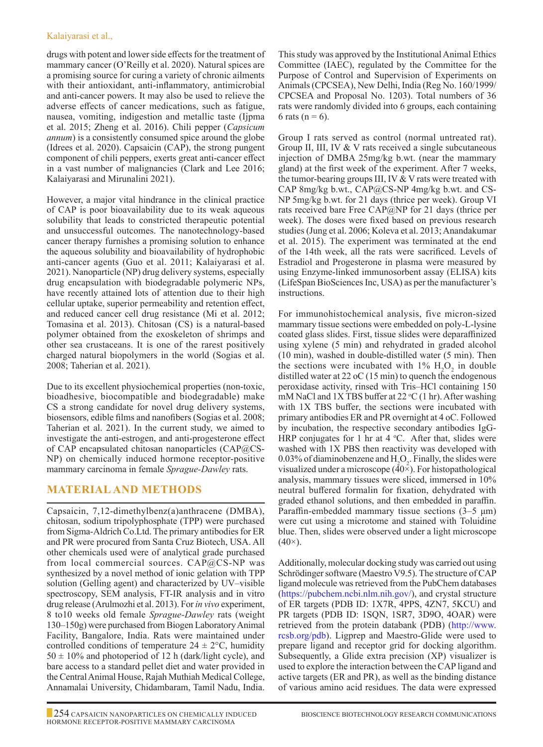drugs with potent and lower side effects for the treatment of mammary cancer (O'Reilly et al. 2020). Natural spices are a promising source for curing a variety of chronic ailments with their antioxidant, anti-inflammatory, antimicrobial and anti-cancer powers. It may also be used to relieve the adverse effects of cancer medications, such as fatigue, nausea, vomiting, indigestion and metallic taste (Ijpma et al. 2015; Zheng et al. 2016). Chili pepper (*Capsicum annum*) is a consistently consumed spice around the globe (Idrees et al. 2020). Capsaicin (CAP), the strong pungent component of chili peppers, exerts great anti-cancer effect in a vast number of malignancies (Clark and Lee 2016; Kalaiyarasi and Mirunalini 2021).

However, a major vital hindrance in the clinical practice of CAP is poor bioavailability due to its weak aqueous solubility that leads to constricted therapeutic potential and unsuccessful outcomes. The nanotechnology-based cancer therapy furnishes a promising solution to enhance the aqueous solubility and bioavailability of hydrophobic anti-cancer agents (Guo et al. 2011; Kalaiyarasi et al. 2021). Nanoparticle (NP) drug delivery systems, especially drug encapsulation with biodegradable polymeric NPs, have recently attained lots of attention due to their high cellular uptake, superior permeability and retention effect, and reduced cancer cell drug resistance (Mi et al. 2012; Tomasina et al. 2013). Chitosan (CS) is a natural-based polymer obtained from the exoskeleton of shrimps and other sea crustaceans. It is one of the rarest positively charged natural biopolymers in the world (Sogias et al. 2008; Taherian et al. 2021).

Due to its excellent physiochemical properties (non-toxic, bioadhesive, biocompatible and biodegradable) make CS a strong candidate for novel drug delivery systems, biosensors, edible films and nanofibers (Sogias et al. 2008; Taherian et al. 2021). In the current study, we aimed to investigate the anti-estrogen, and anti-progesterone effect of CAP encapsulated chitosan nanoparticles (CAP@CS-NP) on chemically induced hormone receptor-positive mammary carcinoma in female *Sprague-Dawley* rats.

## MATERIAL AND METHODS

Capsaicin, 7,12-dimethylbenz(a)anthracene (DMBA), chitosan, sodium tripolyphosphate (TPP) were purchased from Sigma-Aldrich Co.Ltd. The primary antibodies for ER and PR were procured from Santa Cruz Biotech, USA. All other chemicals used were of analytical grade purchased from local commercial sources. CAP@CS-NP was synthesized by a novel method of ionic gelation with TPP solution (Gelling agent) and characterized by UV–visible spectroscopy, SEM analysis, FT-IR analysis and in vitro drug release (Arulmozhi et al. 2013). For *in vivo* experiment, 8 to10 weeks old female *Sprague-Dawley* rats (weight 130–150g) were purchased from Biogen Laboratory Animal Facility, Bangalore, India. Rats were maintained under controlled conditions of temperature 24 ± 2°C, humidity 50 ± 10% and photoperiod of 12 h (dark/light cycle), and bare access to a standard pellet diet and water provided in the Central Animal House, Rajah Muthiah Medical College, Annamalai University, Chidambaram, Tamil Nadu, India.

This study was approved by the Institutional Animal Ethics Committee (IAEC), regulated by the Committee for the Purpose of Control and Supervision of Experiments on Animals (CPCSEA), New Delhi, India (Reg No. 160/1999/ CPCSEA and Proposal No. 1203). Total numbers of 36 rats were randomly divided into 6 groups, each containing 6 rats (n = 6).

Group I rats served as control (normal untreated rat). Group II, III, IV & V rats received a single subcutaneous injection of DMBA 25mg/kg b.wt. (near the mammary gland) at the first week of the experiment. After 7 weeks, the tumor-bearing groups III, IV & V rats were treated with CAP 8mg/kg b.wt., CAP@CS-NP 4mg/kg b.wt. and CS-NP 5mg/kg b.wt. for 21 days (thrice per week). Group VI rats received bare Free CAP@NP for 21 days (thrice per week). The doses were fixed based on previous research studies (Jung et al. 2006; Koleva et al. 2013; Anandakumar et al. 2015). The experiment was terminated at the end of the 14th week, all the rats were sacrificed. Levels of Estradiol and Progesterone in plasma were measured by using Enzyme-linked immunosorbent assay (ELISA) kits (LifeSpan BioSciences Inc, USA) as per the manufacturer's instructions.

For immunohistochemical analysis, five micron-sized mammary tissue sections were embedded on poly-L-lysine coated glass slides. First, tissue slides were deparaffinized using xylene (5 min) and rehydrated in graded alcohol (10 min), washed in double-distilled water (5 min). Then the sections were incubated with 1% $H_2O_2$ in double distilled water at 22 oC (15 min) to quench the endogenous peroxidase activity, rinsed with Tris–HCl containing 150 mM NaCl and 1X TBS buffer at 22 °C (1 hr). After washing with 1X TBS buffer, the sections were incubated with primary antibodies ER and PR overnight at 4 oC. Followed by incubation, the respective secondary antibodies IgG-HRP conjugates for 1 hr at 4 °C. After that, slides were washed with 1X PBS then reactivity was developed with 0.03% of diaminobenzene and $H_2O_2$. Finally, the slides were visualized under a microscope (40×). For histopathological analysis, mammary tissues were sliced, immersed in 10% neutral buffered formalin for fixation, dehydrated with graded ethanol solutions, and then embedded in paraffin. Paraffin-embedded mammary tissue sections (3–5 µm) were cut using a microtome and stained with Toluidine blue. Then, slides were observed under a light microscope (40×).

Additionally, molecular docking study was carried out using Schrödinger software (Maestro V9.5). The structure of CAP ligand molecule was retrieved from the PubChem databases (https://pubchem.ncbi.nlm.nih.gov/), and crystal structure of ER targets (PDB ID: 1X7R, 4PPS, 4ZN7, 5KCU) and PR targets (PDB ID: 1SQN, 1SR7, 3D9O, 4OAR) were retrieved from the protein databank (PDB) (http://www.rcsb.org/pdb). Ligprep and Maestro-Glide were used to prepare ligand and receptor grid for docking algorithm. Subsequently, a Glide extra precision (XP) visualizer is used to explore the interaction between the CAP ligand and active targets (ER and PR), as well as the binding distance of various amino acid residues. The data were expressed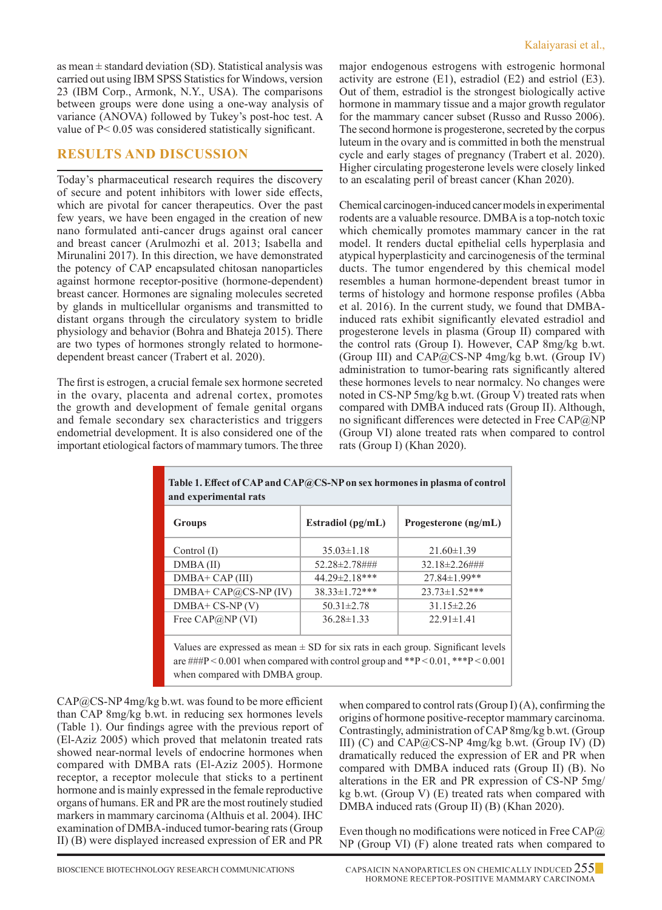as mean ± standard deviation (SD). Statistical analysis was carried out using IBM SPSS Statistics for Windows, version 23 (IBM Corp., Armonk, N.Y., USA). The comparisons between groups were done using a one-way analysis of variance (ANOVA) followed by Tukey's post-hoc test. A value of $P < 0.05$ was considered statistically significant.

## RESULTS AND DISCUSSION

Today's pharmaceutical research requires the discovery of secure and potent inhibitors with lower side effects, which are pivotal for cancer therapeutics. Over the past few years, we have been engaged in the creation of new nano formulated anti-cancer drugs against oral cancer and breast cancer (Arulmozhi et al. 2013; Isabella and Mirunalini 2017). In this direction, we have demonstrated the potency of CAP encapsulated chitosan nanoparticles against hormone receptor-positive (hormone-dependent) breast cancer. Hormones are signaling molecules secreted by glands in multicellular organisms and transmitted to distant organs through the circulatory system to bridle physiology and behavior (Bohra and Bhateja 2015). There are two types of hormones strongly related to hormone-dependent breast cancer (Trabert et al. 2020).

The first is estrogen, a crucial female sex hormone secreted in the ovary, placenta and adrenal cortex, promotes the growth and development of female genital organs and female secondary sex characteristics and triggers endometrial development. It is also considered one of the important etiological factors of mammary tumors. The three major endogenous estrogens with estrogenic hormonal activity are estrone (E1), estradiol (E2) and estriol (E3). Out of them, estradiol is the strongest biologically active hormone in mammary tissue and a major growth regulator for the mammary cancer subset (Russo and Russo 2006). The second hormone is progesterone, secreted by the corpus luteum in the ovary and is committed in both the menstrual cycle and early stages of pregnancy (Trabert et al. 2020). Higher circulating progesterone levels were closely linked to an escalating peril of breast cancer (Khan 2020).

Chemical carcinogen-induced cancer models in experimental rodents are a valuable resource. DMBA is a top-notch toxic which chemically promotes mammary cancer in the rat model. It renders ductal epithelial cells hyperplasia and atypical hyperplasticity and carcinogenesis of the terminal ducts. The tumor engendered by this chemical model resembles a human hormone-dependent breast tumor in terms of histology and hormone response profiles (Abba et al. 2016). In the current study, we found that DMBA-induced rats exhibit significantly elevated estradiol and progesterone levels in plasma (Group II) compared with the control rats (Group I). However, CAP 8mg/kg b.wt. (Group III) and CAP@CS-NP 4mg/kg b.wt. (Group IV) administration to tumor-bearing rats significantly altered these hormones levels to near normalcy. No changes were noted in CS-NP 5mg/kg b.wt. (Group V) treated rats when compared with DMBA induced rats (Group II). Although, no significant differences were detected in Free CAP@NP (Group VI) alone treated rats when compared to control rats (Group I) (Khan 2020).

**Table 1. Effect of CAP and CAP@CS-NP on sex hormones in plasma of control and experimental rats**

| Groups | Estradiol (pg/mL) | Progesterone (ng/mL) |
|---|---|---|
| Control (I) | 35.03±1.18 | 21.60±1.39 |
| DMBA (II) | 52.28±2.78### | 32.18±2.26### |
| DMBA+ CAP (III) | 44.29±2.18*** | 27.84±1.99** |
| DMBA+ CAP@CS-NP (IV) | 38.33±1.72*** | 23.73±1.52*** |
| DMBA+ CS-NP (V) | 50.31±2.78 | 31.15±2.26 |
| Free CAP@NP (VI) | 36.28±1.33 | 22.91±1.41 |

Values are expressed as mean ± SD for six rats in each group. Significant levels are ###$P < 0.001$ when compared with control group and **$P < 0.01$, ***$P < 0.001$ when compared with DMBA group.

CAP@CS-NP 4mg/kg b.wt. was found to be more efficient than CAP 8mg/kg b.wt. in reducing sex hormones levels (Table 1). Our findings agree with the previous report of (El-Aziz 2005) which proved that melatonin treated rats showed near-normal levels of endocrine hormones when compared with DMBA rats (El-Aziz 2005). Hormone receptor, a receptor molecule that sticks to a pertinent hormone and is mainly expressed in the female reproductive organs of humans. ER and PR are the most routinely studied markers in mammary carcinoma (Althuis et al. 2004). IHC examination of DMBA-induced tumor-bearing rats (Group II) (B) were displayed increased expression of ER and PR when compared to control rats (Group I) (A), confirming the origins of hormone positive-receptor mammary carcinoma. Contrastingly, administration of CAP 8mg/kg b.wt. (Group III) (C) and CAP@CS-NP 4mg/kg b.wt. (Group IV) (D) dramatically reduced the expression of ER and PR when compared with DMBA induced rats (Group II) (B). No alterations in the ER and PR expression of CS-NP 5mg/kg b.wt. (Group V) (E) treated rats when compared with DMBA induced rats (Group II) (B) (Khan 2020).

Even though no modifications were noticed in Free CAP@NP (Group VI) (F) alone treated rats when compared to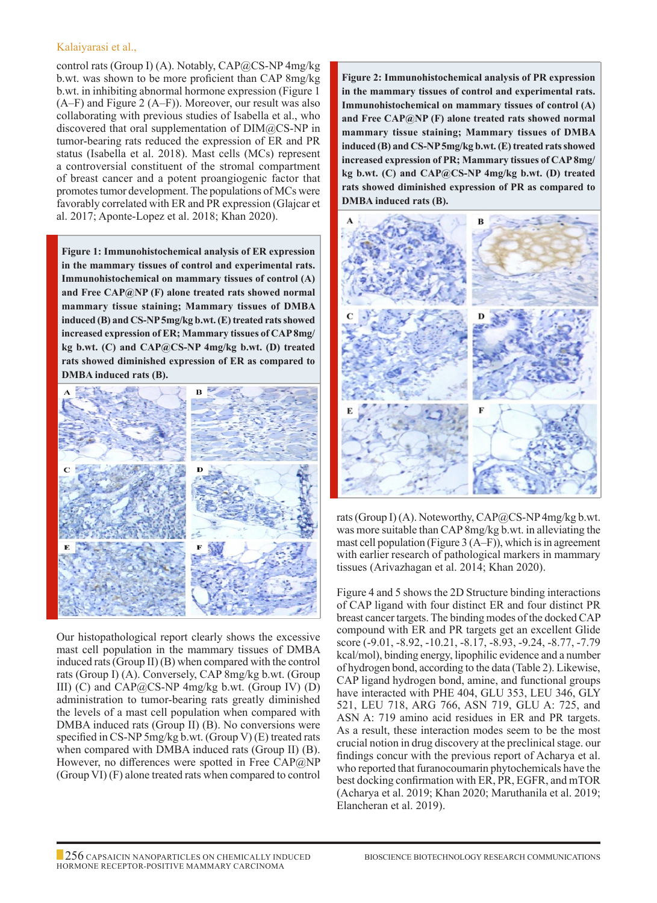control rats (Group I) (A). Notably, CAP@CS-NP 4mg/kg b.wt. was shown to be more proficient than CAP 8mg/kg b.wt. in inhibiting abnormal hormone expression (Figure 1 (A–F) and Figure 2 (A–F)). Moreover, our result was also collaborating with previous studies of Isabella et al., who discovered that oral supplementation of DIM@CS-NP in tumor-bearing rats reduced the expression of ER and PR status (Isabella et al. 2018). Mast cells (MCs) represent a controversial constituent of the stromal compartment of breast cancer and a potent proangiogenic factor that promotes tumor development. The populations of MCs were favorably correlated with ER and PR expression (Glajcar et al. 2017; Aponte-Lopez et al. 2018; Khan 2020).

**Figure 1: Immunohistochemical analysis of ER expression in the mammary tissues of control and experimental rats. Immunohistochemical on mammary tissues of control (A) and Free CAP@NP (F) alone treated rats showed normal mammary tissue staining; Mammary tissues of DMBA induced (B) and CS-NP 5mg/kg b.wt. (E) treated rats showed increased expression of ER; Mammary tissues of CAP 8mg/kg b.wt. (C) and CAP@CS-NP 4mg/kg b.wt. (D) treated rats showed diminished expression of ER as compared to DMBA induced rats (B).**

Our histopathological report clearly shows the excessive mast cell population in the mammary tissues of DMBA induced rats (Group II) (B) when compared with the control rats (Group I) (A). Conversely, CAP 8mg/kg b.wt. (Group III) (C) and CAP@CS-NP 4mg/kg b.wt. (Group IV) (D) administration to tumor-bearing rats greatly diminished the levels of a mast cell population when compared with DMBA induced rats (Group II) (B). No conversions were specified in CS-NP 5mg/kg b.wt. (Group V) (E) treated rats when compared with DMBA induced rats (Group II) (B). However, no differences were spotted in Free CAP@NP (Group VI) (F) alone treated rats when compared to control rats (Group I) (A). Noteworthy, CAP@CS-NP 4mg/kg b.wt. was more suitable than CAP 8mg/kg b.wt. in alleviating the mast cell population (Figure 3 (A–F)), which is in agreement with earlier research of pathological markers in mammary tissues (Arivazhagan et al. 2014; Khan 2020).

**Figure 2: Immunohistochemical analysis of PR expression in the mammary tissues of control and experimental rats. Immunohistochemical on mammary tissues of control (A) and Free CAP@NP (F) alone treated rats showed normal mammary tissue staining; Mammary tissues of DMBA induced (B) and CS-NP 5mg/kg b.wt. (E) treated rats showed increased expression of PR; Mammary tissues of CAP 8mg/kg b.wt. (C) and CAP@CS-NP 4mg/kg b.wt. (D) treated rats showed diminished expression of PR as compared to DMBA induced rats (B).**

Figure 4 and 5 shows the 2D Structure binding interactions of CAP ligand with four distinct ER and four distinct PR breast cancer targets. The binding modes of the docked CAP compound with ER and PR targets get an excellent Glide score (-9.01, -8.92, -10.21, -8.17, -8.93, -9.24, -8.77, -7.79 kcal/mol), binding energy, lipophilic evidence and a number of hydrogen bond, according to the data (Table 2). Likewise, CAP ligand hydrogen bond, amine, and functional groups have interacted with PHE 404, GLU 353, LEU 346, GLY 521, LEU 718, ARG 766, ASN 719, GLU A: 725, and ASN A: 719 amino acid residues in ER and PR targets. As a result, these interaction modes seem to be the most crucial notion in drug discovery at the preclinical stage. our findings concur with the previous report of Acharya et al. who reported that furanocoumarin phytochemicals have the best docking confirmation with ER, PR, EGFR, and mTOR (Acharya et al. 2019; Khan 2020; Maruthanila et al. 2019; Elancheran et al. 2019).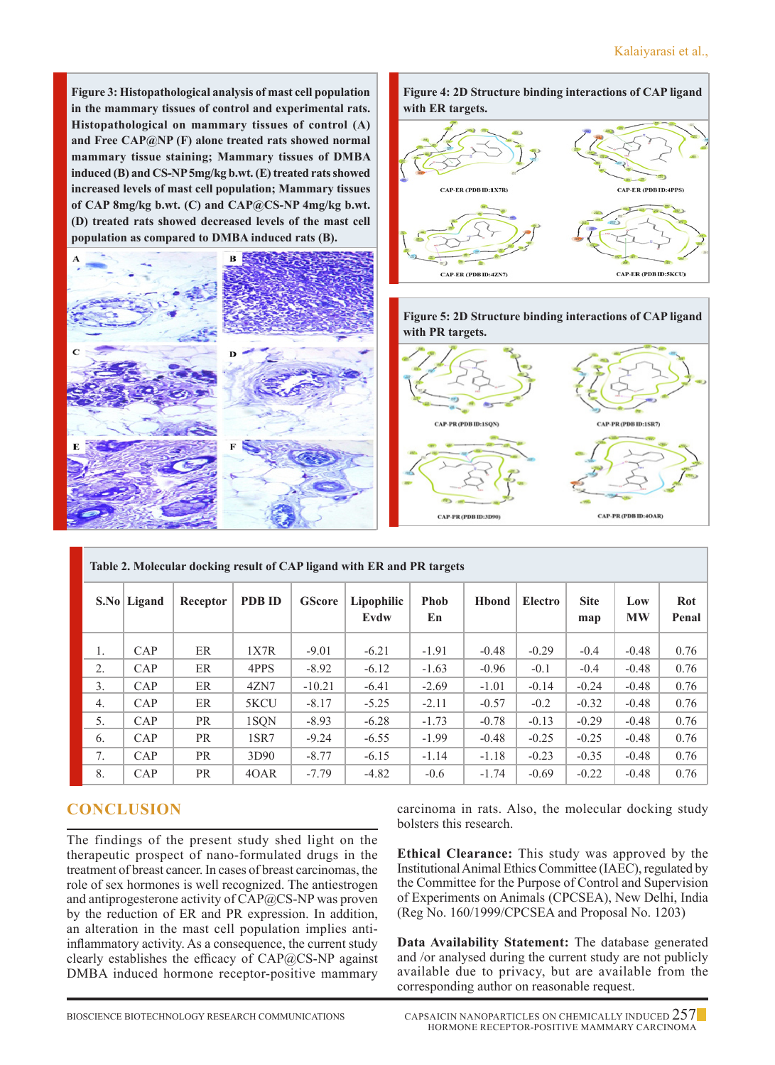**Figure 3: Histopathological analysis of mast cell population in the mammary tissues of control and experimental rats. Histopathological on mammary tissues of control (A) and Free CAP@NP (F) alone treated rats showed normal mammary tissue staining; Mammary tissues of DMBA induced (B) and CS-NP 5mg/kg b.wt. (E) treated rats showed increased levels of mast cell population; Mammary tissues of CAP 8mg/kg b.wt. (C) and CAP@CS-NP 4mg/kg b.wt. (D) treated rats showed decreased levels of the mast cell population as compared to DMBA induced rats (B).**

**Figure 4: 2D Structure binding interactions of CAP ligand with ER targets.**

**Figure 5: 2D Structure binding interactions of CAP ligand with PR targets.**

**Table 2. Molecular docking result of CAP ligand with ER and PR targets**

| S.No | Ligand | Receptor | PDB ID | GScore | Lipophilic Evdw | Phob En | Hbond | Electro | Site map | Low MW | Rot Penal |
|---|---|---|---|---|---|---|---|---|---|---|---|
| 1. | CAP | ER | 1X7R | -9.01 | -6.21 | -1.91 | -0.48 | -0.29 | -0.4 | -0.48 | 0.76 |
| 2. | CAP | ER | 4PPS | -8.92 | -6.12 | -1.63 | -0.96 | -0.1 | -0.4 | -0.48 | 0.76 |
| 3. | CAP | ER | 4ZN7 | -10.21 | -6.41 | -2.69 | -1.01 | -0.14 | -0.24 | -0.48 | 0.76 |
| 4. | CAP | ER | 5KCU | -8.17 | -5.25 | -2.11 | -0.57 | -0.2 | -0.32 | -0.48 | 0.76 |
| 5. | CAP | PR | 1SQN | -8.93 | -6.28 | -1.73 | -0.78 | -0.13 | -0.29 | -0.48 | 0.76 |
| 6. | CAP | PR | 1SR7 | -9.24 | -6.55 | -1.99 | -0.48 | -0.25 | -0.25 | -0.48 | 0.76 |
| 7. | CAP | PR | 3D90 | -8.77 | -6.15 | -1.14 | -1.18 | -0.23 | -0.35 | -0.48 | 0.76 |
| 8. | CAP | PR | 4OAR | -7.79 | -4.82 | -0.6 | -1.74 | -0.69 | -0.22 | -0.48 | 0.76 |

## CONCLUSION

The findings of the present study shed light on the therapeutic prospect of nano-formulated drugs in the treatment of breast cancer. In cases of breast carcinomas, the role of sex hormones is well recognized. The antiestrogen and antiprogesterone activity of CAP@CS-NP was proven by the reduction of ER and PR expression. In addition, an alteration in the mast cell population implies anti-inflammatory activity. As a consequence, the current study clearly establishes the efficacy of CAP@CS-NP against DMBA induced hormone receptor-positive mammary carcinoma in rats. Also, the molecular docking study bolsters this research.

**Ethical Clearance:** This study was approved by the Institutional Animal Ethics Committee (IAEC), regulated by the Committee for the Purpose of Control and Supervision of Experiments on Animals (CPCSEA), New Delhi, India (Reg No. 160/1999/CPCSEA and Proposal No. 1203)

**Data Availability Statement:** The database generated and /or analysed during the current study are not publicly available due to privacy, but are available from the corresponding author on reasonable request.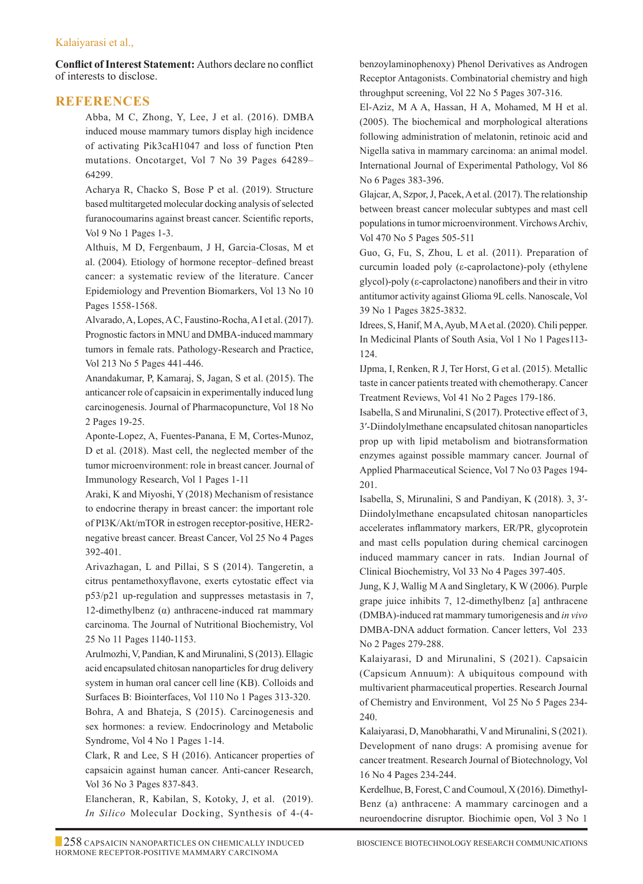**Conflict of Interest Statement:** Authors declare no conflict of interests to disclose.

## REFERENCES

Abba, M C, Zhong, Y, Lee, J et al. (2016). DMBA induced mouse mammary tumors display high incidence of activating Pik3caH1047 and loss of function Pten mutations. Oncotarget, Vol 7 No 39 Pages 64289–64299.

Acharya R, Chacko S, Bose P et al. (2019). Structure based multitargeted molecular docking analysis of selected furanocoumarins against breast cancer. Scientific reports, Vol 9 No 1 Pages 1-3.

Althuis, M D, Fergenbaum, J H, Garcia-Closas, M et al. (2004). Etiology of hormone receptor–defined breast cancer: a systematic review of the literature. Cancer Epidemiology and Prevention Biomarkers, Vol 13 No 10 Pages 1558-1568.

Alvarado, A, Lopes, A C, Faustino-Rocha, A I et al. (2017). Prognostic factors in MNU and DMBA-induced mammary tumors in female rats. Pathology-Research and Practice, Vol 213 No 5 Pages 441-446.

Anandakumar, P, Kamaraj, S, Jagan, S et al. (2015). The anticancer role of capsaicin in experimentally induced lung carcinogenesis. Journal of Pharmacopuncture, Vol 18 No 2 Pages 19-25.

Aponte-Lopez, A, Fuentes-Panana, E M, Cortes-Munoz, D et al. (2018). Mast cell, the neglected member of the tumor microenvironment: role in breast cancer. Journal of Immunology Research, Vol 1 Pages 1-11

Araki, K and Miyoshi, Y (2018) Mechanism of resistance to endocrine therapy in breast cancer: the important role of PI3K/Akt/mTOR in estrogen receptor-positive, HER2-negative breast cancer. Breast Cancer, Vol 25 No 4 Pages 392-401.

Arivazhagan, L and Pillai, S S (2014). Tangeretin, a citrus pentamethoxyflavone, exerts cytostatic effect via p53/p21 up-regulation and suppresses metastasis in 7, 12-dimethylbenz (α) anthracene-induced rat mammary carcinoma. The Journal of Nutritional Biochemistry, Vol 25 No 11 Pages 1140-1153.

Arulmozhi, V, Pandian, K and Mirunalini, S (2013). Ellagic acid encapsulated chitosan nanoparticles for drug delivery system in human oral cancer cell line (KB). Colloids and Surfaces B: Biointerfaces, Vol 110 No 1 Pages 313-320.

Bohra, A and Bhateja, S (2015). Carcinogenesis and sex hormones: a review. Endocrinology and Metabolic Syndrome, Vol 4 No 1 Pages 1-14.

Clark, R and Lee, S H (2016). Anticancer properties of capsaicin against human cancer. Anti-cancer Research, Vol 36 No 3 Pages 837-843.

Elancheran, R, Kabilan, S, Kotoky, J, et al. (2019). *In Silico* Molecular Docking, Synthesis of 4-(4-benzoylaminophenoxy) Phenol Derivatives as Androgen Receptor Antagonists. Combinatorial chemistry and high throughput screening, Vol 22 No 5 Pages 307-316.

El-Aziz, M A A, Hassan, H A, Mohamed, M H et al. (2005). The biochemical and morphological alterations following administration of melatonin, retinoic acid and Nigella sativa in mammary carcinoma: an animal model. International Journal of Experimental Pathology, Vol 86 No 6 Pages 383-396.

Glajcar, A, Szpor, J, Pacek, A et al. (2017). The relationship between breast cancer molecular subtypes and mast cell populations in tumor microenvironment. Virchows Archiv, Vol 470 No 5 Pages 505-511

Guo, G, Fu, S, Zhou, L et al. (2011). Preparation of curcumin loaded poly (ε-caprolactone)-poly (ethylene glycol)-poly (ε-caprolactone) nanofibers and their in vitro antitumor activity against Glioma 9L cells. Nanoscale, Vol 39 No 1 Pages 3825-3832.

Idrees, S, Hanif, M A, Ayub, M A et al. (2020). Chili pepper. In Medicinal Plants of South Asia, Vol 1 No 1 Pages113-124.

IJpma, I, Renken, R J, Ter Horst, G et al. (2015). Metallic taste in cancer patients treated with chemotherapy. Cancer Treatment Reviews, Vol 41 No 2 Pages 179-186.

Isabella, S and Mirunalini, S (2017). Protective effect of 3, 3′-Diindolylmethane encapsulated chitosan nanoparticles prop up with lipid metabolism and biotransformation enzymes against possible mammary cancer. Journal of Applied Pharmaceutical Science, Vol 7 No 03 Pages 194-201.

Isabella, S, Mirunalini, S and Pandiyan, K (2018). 3, 3′-Diindolylmethane encapsulated chitosan nanoparticles accelerates inflammatory markers, ER/PR, glycoprotein and mast cells population during chemical carcinogen induced mammary cancer in rats. Indian Journal of Clinical Biochemistry, Vol 33 No 4 Pages 397-405.

Jung, K J, Wallig M A and Singletary, K W (2006). Purple grape juice inhibits 7, 12-dimethylbenz [a] anthracene (DMBA)-induced rat mammary tumorigenesis and *in vivo* DMBA-DNA adduct formation. Cancer letters, Vol 233 No 2 Pages 279-288.

Kalaiyarasi, D and Mirunalini, S (2021). Capsaicin (Capsicum Annuum): A ubiquitous compound with multivarient pharmaceutical properties. Research Journal of Chemistry and Environment, Vol 25 No 5 Pages 234-240.

Kalaiyarasi, D, Manobharathi, V and Mirunalini, S (2021). Development of nano drugs: A promising avenue for cancer treatment. Research Journal of Biotechnology, Vol 16 No 4 Pages 234-244.

Kerdelhue, B, Forest, C and Coumoul, X (2016). Dimethyl-Benz (a) anthracene: A mammary carcinogen and a neuroendocrine disruptor. Biochimie open, Vol 3 No 1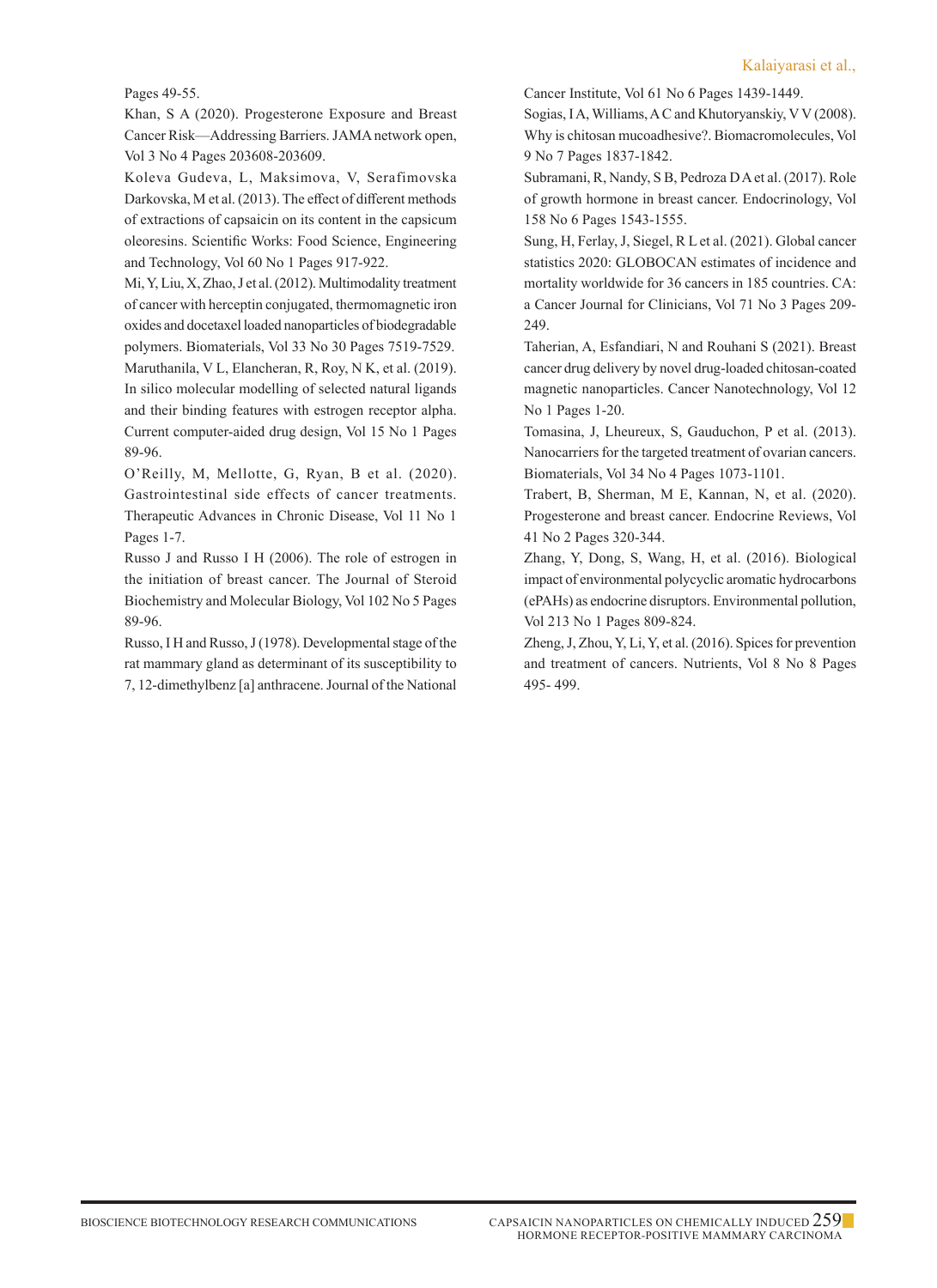Pages 49-55.

Khan, S A (2020). Progesterone Exposure and Breast Cancer Risk—Addressing Barriers. JAMA network open, Vol 3 No 4 Pages 203608-203609.

Koleva Gudeva, L, Maksimova, V, Serafimovska Darkovska, M et al. (2013). The effect of different methods of extractions of capsaicin on its content in the capsicum oleoresins. Scientific Works: Food Science, Engineering and Technology, Vol 60 No 1 Pages 917-922.

Mi, Y, Liu, X, Zhao, J et al. (2012). Multimodality treatment of cancer with herceptin conjugated, thermomagnetic iron oxides and docetaxel loaded nanoparticles of biodegradable polymers. Biomaterials, Vol 33 No 30 Pages 7519-7529.

Maruthanila, V L, Elancheran, R, Roy, N K, et al. (2019). In silico molecular modelling of selected natural ligands and their binding features with estrogen receptor alpha. Current computer-aided drug design, Vol 15 No 1 Pages 89-96.

O'Reilly, M, Mellotte, G, Ryan, B et al. (2020). Gastrointestinal side effects of cancer treatments. Therapeutic Advances in Chronic Disease, Vol 11 No 1 Pages 1-7.

Russo J and Russo I H (2006). The role of estrogen in the initiation of breast cancer. The Journal of Steroid Biochemistry and Molecular Biology, Vol 102 No 5 Pages 89-96.

Russo, I H and Russo, J (1978). Developmental stage of the rat mammary gland as determinant of its susceptibility to 7, 12-dimethylbenz [a] anthracene. Journal of the National Cancer Institute, Vol 61 No 6 Pages 1439-1449.

Sogias, I A, Williams, A C and Khutoryanskiy, V V (2008). Why is chitosan mucoadhesive?. Biomacromolecules, Vol 9 No 7 Pages 1837-1842.

Subramani, R, Nandy, S B, Pedroza D A et al. (2017). Role of growth hormone in breast cancer. Endocrinology, Vol 158 No 6 Pages 1543-1555.

Sung, H, Ferlay, J, Siegel, R L et al. (2021). Global cancer statistics 2020: GLOBOCAN estimates of incidence and mortality worldwide for 36 cancers in 185 countries. CA: a Cancer Journal for Clinicians, Vol 71 No 3 Pages 209-249.

Taherian, A, Esfandiari, N and Rouhani S (2021). Breast cancer drug delivery by novel drug-loaded chitosan-coated magnetic nanoparticles. Cancer Nanotechnology, Vol 12 No 1 Pages 1-20.

Tomasina, J, Lheureux, S, Gauduchon, P et al. (2013). Nanocarriers for the targeted treatment of ovarian cancers. Biomaterials, Vol 34 No 4 Pages 1073-1101.

Trabert, B, Sherman, M E, Kannan, N, et al. (2020). Progesterone and breast cancer. Endocrine Reviews, Vol 41 No 2 Pages 320-344.

Zhang, Y, Dong, S, Wang, H, et al. (2016). Biological impact of environmental polycyclic aromatic hydrocarbons (ePAHs) as endocrine disruptors. Environmental pollution, Vol 213 No 1 Pages 809-824.

Zheng, J, Zhou, Y, Li, Y, et al. (2016). Spices for prevention and treatment of cancers. Nutrients, Vol 8 No 8 Pages 495- 499.